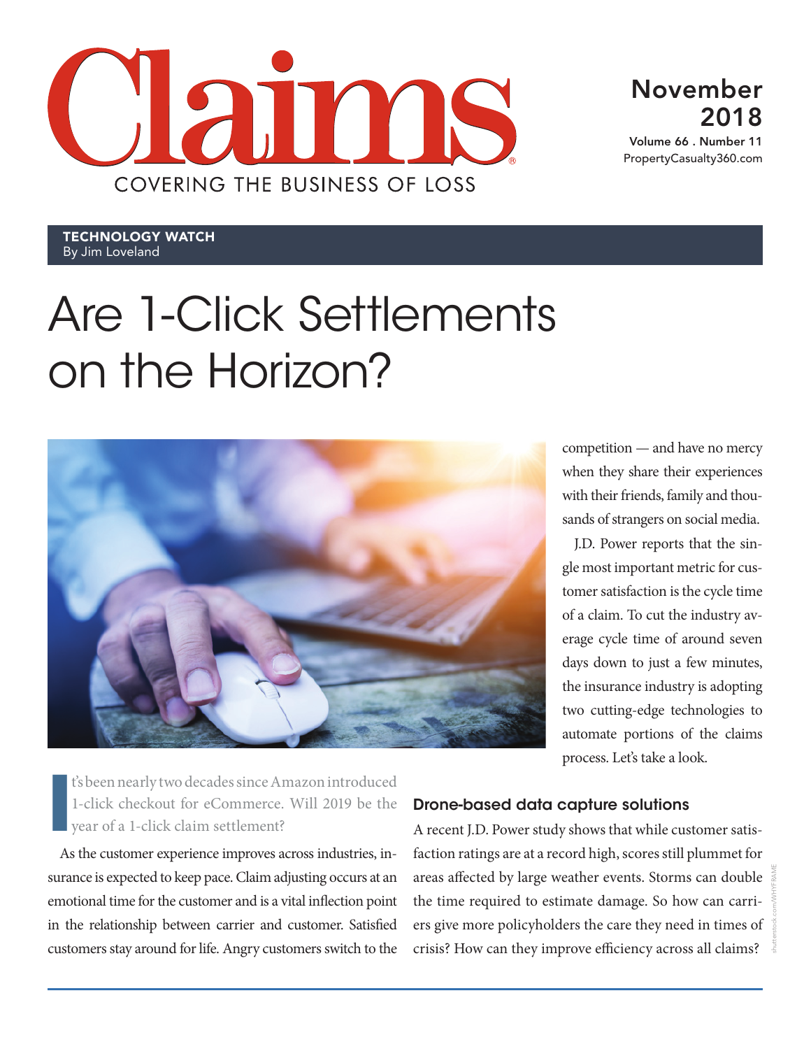# Claims

COVERING THE BUSINESS OF LOSS

November 2018

Volume 66 . Number 11

PropertyCasualty360.com

**TECHNOLOGY WATCH**
By Jim Loveland

# Are 1-Click Settlements on the Horizon?

It's been nearly two decades since Amazon introduced 1-click checkout for eCommerce. Will 2019 be the year of a 1-click claim settlement?

As the customer experience improves across industries, insurance is expected to keep pace. Claim adjusting occurs at an emotional time for the customer and is a vital inflection point in the relationship between carrier and customer. Satisfied customers stay around for life. Angry customers switch to the competition — and have no mercy when they share their experiences with their friends, family and thousands of strangers on social media.

J.D. Power reports that the single most important metric for customer satisfaction is the cycle time of a claim. To cut the industry average cycle time of around seven days down to just a few minutes, the insurance industry is adopting two cutting-edge technologies to automate portions of the claims process. Let's take a look.

## Drone-based data capture solutions

A recent J.D. Power study shows that while customer satisfaction ratings are at a record high, scores still plummet for areas affected by large weather events. Storms can double the time required to estimate damage. So how can carriers give more policyholders the care they need in times of crisis? How can they improve efficiency across all claims?

shutterstock.com/WHYFRAME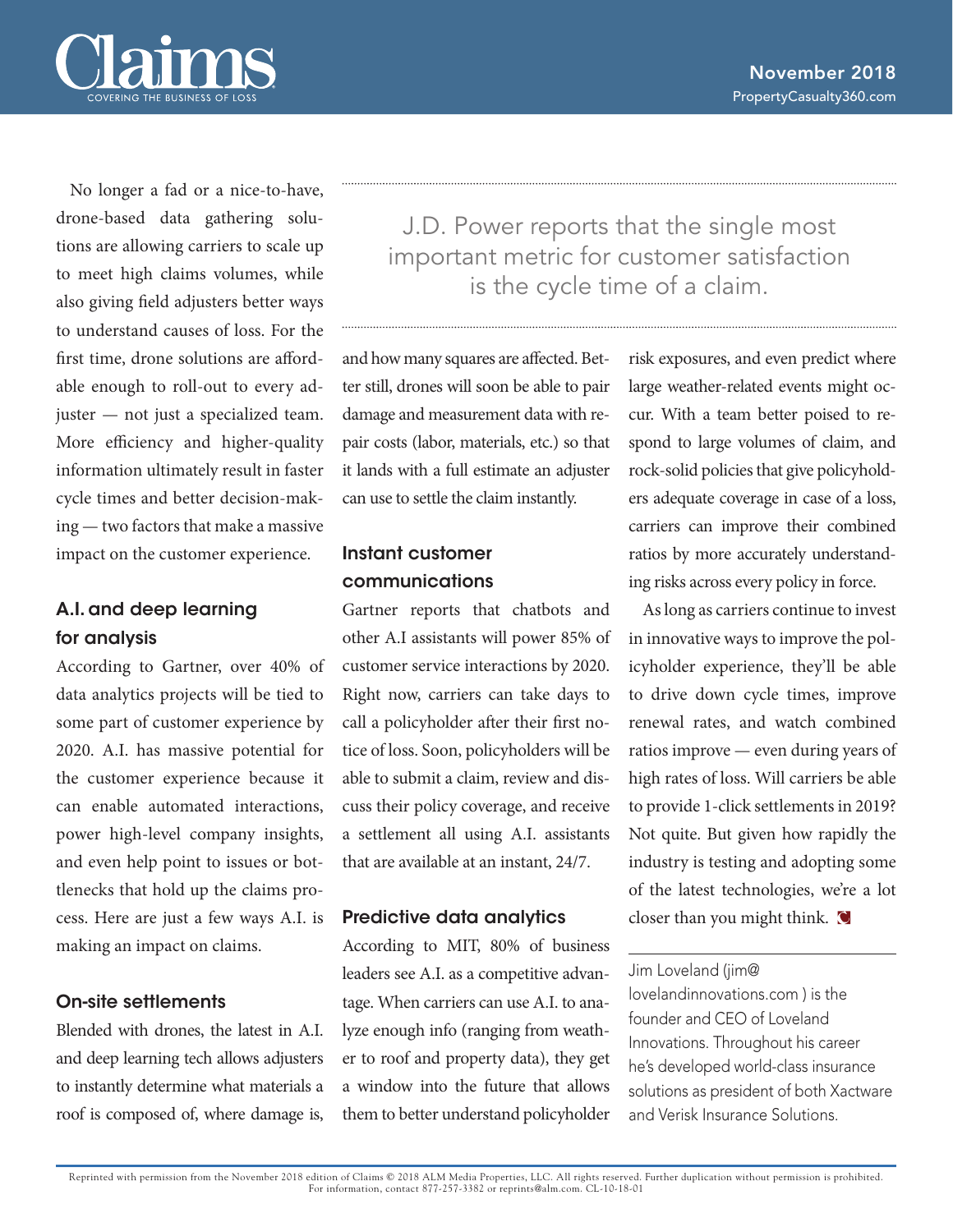No longer a fad or a nice-to-have, drone-based data gathering solutions are allowing carriers to scale up to meet high claims volumes, while also giving field adjusters better ways to understand causes of loss. For the first time, drone solutions are affordable enough to roll-out to every adjuster — not just a specialized team. More efficiency and higher-quality information ultimately result in faster cycle times and better decision-making — two factors that make a massive impact on the customer experience.

## A.I. and deep learning for analysis

According to Gartner, over 40% of data analytics projects will be tied to some part of customer experience by 2020. A.I. has massive potential for the customer experience because it can enable automated interactions, power high-level company insights, and even help point to issues or bottlenecks that hold up the claims process. Here are just a few ways A.I. is making an impact on claims.

## On-site settlements

Blended with drones, the latest in A.I. and deep learning tech allows adjusters to instantly determine what materials a roof is composed of, where damage is, and how many squares are affected. Better still, drones will soon be able to pair damage and measurement data with repair costs (labor, materials, etc.) so that it lands with a full estimate an adjuster can use to settle the claim instantly.

> J.D. Power reports that the single most important metric for customer satisfaction is the cycle time of a claim.

## Instant customer communications

Gartner reports that chatbots and other A.I assistants will power 85% of customer service interactions by 2020. Right now, carriers can take days to call a policyholder after their first notice of loss. Soon, policyholders will be able to submit a claim, review and discuss their policy coverage, and receive a settlement all using A.I. assistants that are available at an instant, 24/7.

## Predictive data analytics

According to MIT, 80% of business leaders see A.I. as a competitive advantage. When carriers can use A.I. to analyze enough info (ranging from weather to roof and property data), they get a window into the future that allows them to better understand policyholder risk exposures, and even predict where large weather-related events might occur. With a team better poised to respond to large volumes of claim, and rock-solid policies that give policyholders adequate coverage in case of a loss, carriers can improve their combined ratios by more accurately understanding risks across every policy in force.

As long as carriers continue to invest in innovative ways to improve the policyholder experience, they'll be able to drive down cycle times, improve renewal rates, and watch combined ratios improve — even during years of high rates of loss. Will carriers be able to provide 1-click settlements in 2019? Not quite. But given how rapidly the industry is testing and adopting some of the latest technologies, we're a lot closer than you might think.

---

Jim Loveland (jim@lovelandinnovations.com ) is the founder and CEO of Loveland Innovations. Throughout his career he's developed world-class insurance solutions as president of both Xactware and Verisk Insurance Solutions.

Reprinted with permission from the November 2018 edition of Claims © 2018 ALM Media Properties, LLC. All rights reserved. Further duplication without permission is prohibited. For information, contact 877-257-3382 or reprints@alm.com. CL-10-18-01